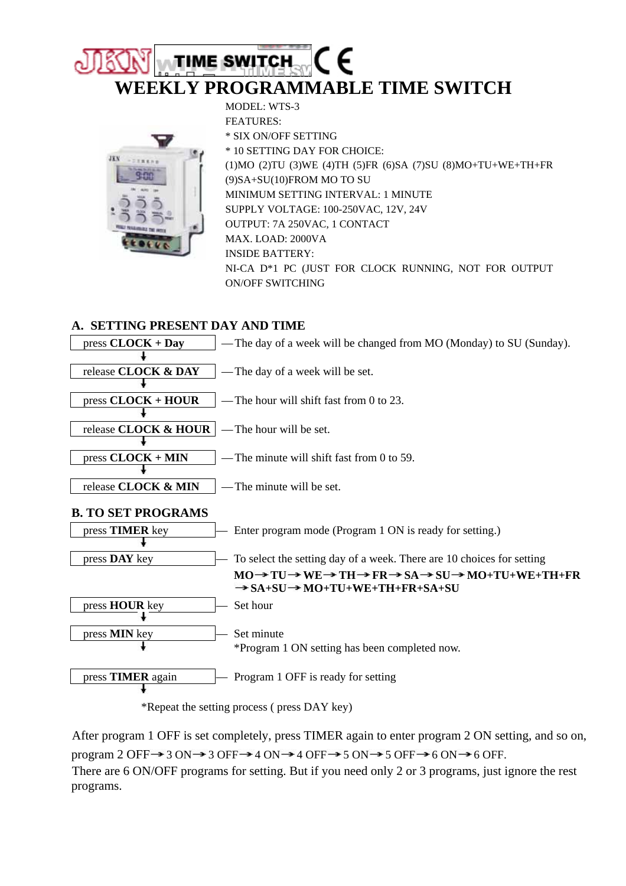# WEEKLY PROGRAMMABLE TIME SWITCH

MODEL: WTS-3

FEATURES:

* SIX ON/OFF SETTING
* 10 SETTING DAY FOR CHOICE:

(1)MO (2)TU (3)WE (4)TH (5)FR (6)SA (7)SU (8)MO+TU+WE+TH+FR (9)SA+SU(10)FROM MO TO SU

MINIMUM SETTING INTERVAL: 1 MINUTE

SUPPLY VOLTAGE: 100-250VAC, 12V, 24V

OUTPUT: 7A 250VAC, 1 CONTACT

MAX. LOAD: 2000VA

INSIDE BATTERY:

NI-CA D*1 PC (JUST FOR CLOCK RUNNING, NOT FOR OUTPUT ON/OFF SWITCHING

## A. SETTING PRESENT DAY AND TIME

| Step | Result |
|---|---|
| press **CLOCK + Day** | —The day of a week will be changed from MO (Monday) to SU (Sunday). |
| ↓ release **CLOCK & DAY** | —The day of a week will be set. |
| ↓ press **CLOCK + HOUR** | —The hour will shift fast from 0 to 23. |
| ↓ release **CLOCK & HOUR** | —The hour will be set. |
| ↓ press **CLOCK + MIN** | —The minute will shift fast from 0 to 59. |
| ↓ release **CLOCK & MIN** | —The minute will be set. |

## B. TO SET PROGRAMS

| Step | Result |
|---|---|
| press **TIMER** key | — Enter program mode (Program 1 ON is ready for setting.) |
| ↓ press **DAY** key | — To select the setting day of a week. There are 10 choices for setting **MO→TU→WE→TH→FR→SA→SU→MO+TU+WE+TH+FR →SA+SU→MO+TU+WE+TH+FR+SA+SU** |
| press **HOUR** key | — Set hour |
| ↓ press **MIN** key | — Set minute<br>*Program 1 ON setting has been completed now. |
| ↓ press **TIMER** again | — Program 1 OFF is ready for setting |

↓

*Repeat the setting process ( press DAY key)

After program 1 OFF is set completely, press TIMER again to enter program 2 ON setting, and so on, program 2 OFF→3 ON→3 OFF→4 ON→4 OFF→5 ON→5 OFF→6 ON→6 OFF.

There are 6 ON/OFF programs for setting. But if you need only 2 or 3 programs, just ignore the rest programs.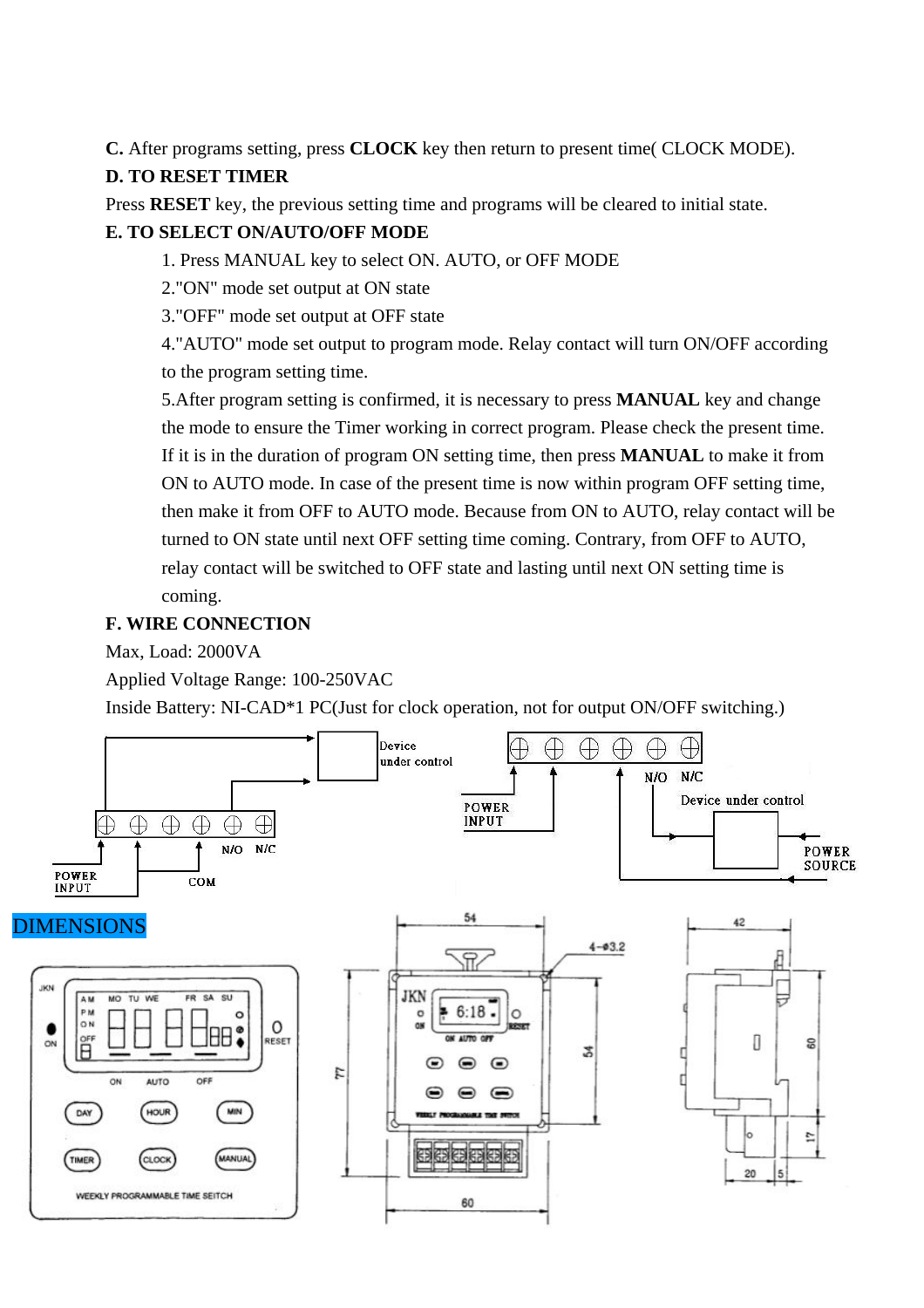**C.** After programs setting, press **CLOCK** key then return to present time( CLOCK MODE).

**D. TO RESET TIMER**

Press **RESET** key, the previous setting time and programs will be cleared to initial state.

**E. TO SELECT ON/AUTO/OFF MODE**

1. Press MANUAL key to select ON. AUTO, or OFF MODE
2. "ON" mode set output at ON state
3. "OFF" mode set output at OFF state
4. "AUTO" mode set output to program mode. Relay contact will turn ON/OFF according to the program setting time.
5. After program setting is confirmed, it is necessary to press **MANUAL** key and change the mode to ensure the Timer working in correct program. Please check the present time. If it is in the duration of program ON setting time, then press **MANUAL** to make it from ON to AUTO mode. In case of the present time is now within program OFF setting time, then make it from OFF to AUTO mode. Because from ON to AUTO, relay contact will be turned to ON state until next OFF setting time coming. Contrary, from OFF to AUTO, relay contact will be switched to OFF state and lasting until next ON setting time is coming.

**F. WIRE CONNECTION**

Max, Load: 2000VA

Applied Voltage Range: 100-250VAC

Inside Battery: NI-CAD*1 PC(Just for clock operation, not for output ON/OFF switching.)

Device under control

N/O N/C

POWER INPUT

COM

POWER INPUT

N/O N/C

Device under control

POWER SOURCE

## DIMENSIONS

JKN

AM MO TU WE FR SA SU

PM

ON

OFF

ON

RESET

ON AUTO OFF

DAY HOUR MIN

TIMER CLOCK MANUAL

WEEKLY PROGRAMMABLE TIME SEITCH

54

4-φ3.2

77

54

60

42

60

17

20 5